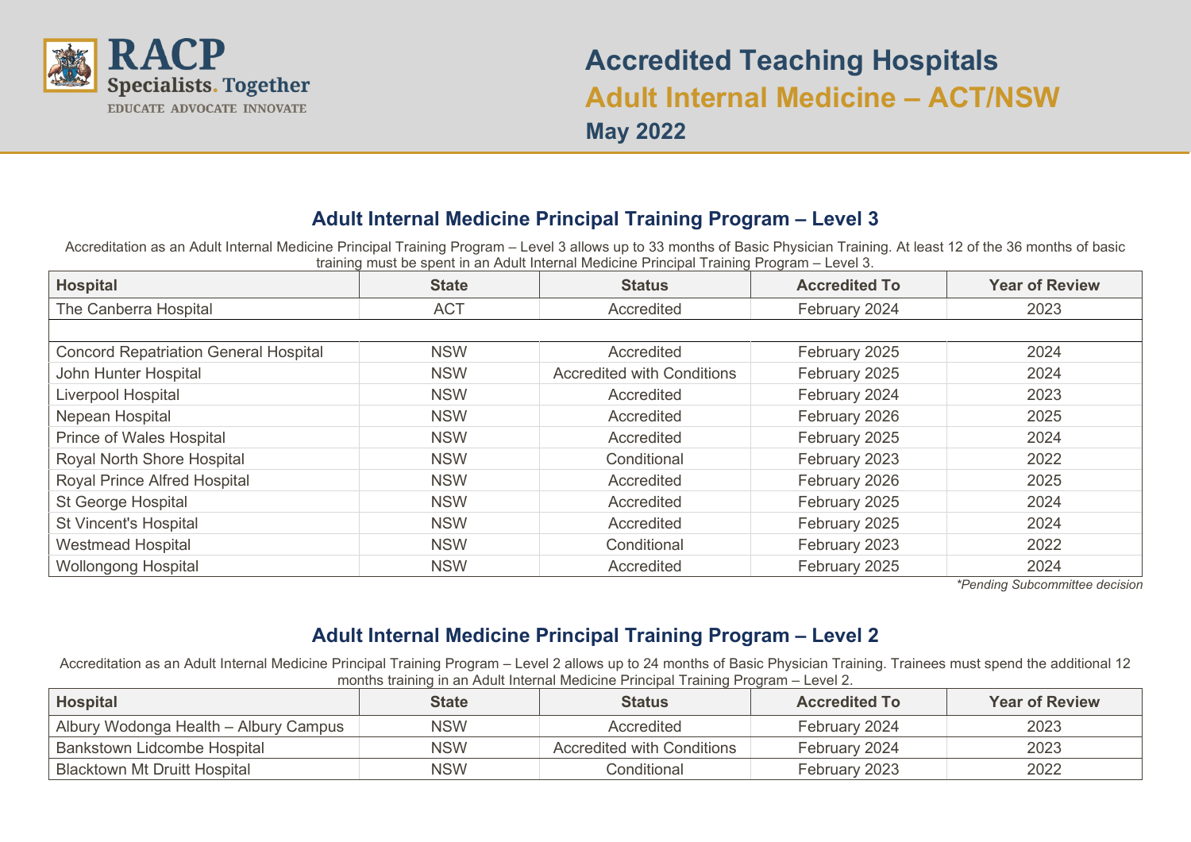RACP
Specialists. Together
EDUCATE ADVOCATE INNOVATE

# Accredited Teaching Hospitals
# Adult Internal Medicine – ACT/NSW
## May 2022

## Adult Internal Medicine Principal Training Program – Level 3

Accreditation as an Adult Internal Medicine Principal Training Program – Level 3 allows up to 33 months of Basic Physician Training. At least 12 of the 36 months of basic training must be spent in an Adult Internal Medicine Principal Training Program – Level 3.

| Hospital | State | Status | Accredited To | Year of Review |
|---|---|---|---|---|
| The Canberra Hospital | ACT | Accredited | February 2024 | 2023 |
| | | | | |
| Concord Repatriation General Hospital | NSW | Accredited | February 2025 | 2024 |
| John Hunter Hospital | NSW | Accredited with Conditions | February 2025 | 2024 |
| Liverpool Hospital | NSW | Accredited | February 2024 | 2023 |
| Nepean Hospital | NSW | Accredited | February 2026 | 2025 |
| Prince of Wales Hospital | NSW | Accredited | February 2025 | 2024 |
| Royal North Shore Hospital | NSW | Conditional | February 2023 | 2022 |
| Royal Prince Alfred Hospital | NSW | Accredited | February 2026 | 2025 |
| St George Hospital | NSW | Accredited | February 2025 | 2024 |
| St Vincent's Hospital | NSW | Accredited | February 2025 | 2024 |
| Westmead Hospital | NSW | Conditional | February 2023 | 2022 |
| Wollongong Hospital | NSW | Accredited | February 2025 | 2024 |

*\*Pending Subcommittee decision*

## Adult Internal Medicine Principal Training Program – Level 2

Accreditation as an Adult Internal Medicine Principal Training Program – Level 2 allows up to 24 months of Basic Physician Training. Trainees must spend the additional 12 months training in an Adult Internal Medicine Principal Training Program – Level 2.

| Hospital | State | Status | Accredited To | Year of Review |
|---|---|---|---|---|
| Albury Wodonga Health – Albury Campus | NSW | Accredited | February 2024 | 2023 |
| Bankstown Lidcombe Hospital | NSW | Accredited with Conditions | February 2024 | 2023 |
| Blacktown Mt Druitt Hospital | NSW | Conditional | February 2023 | 2022 |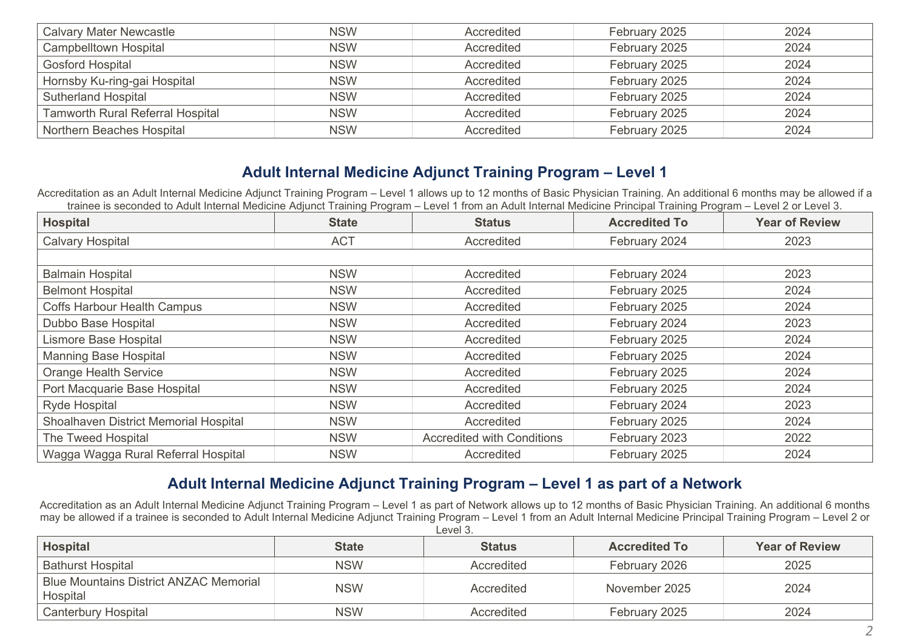| Calvary Mater Newcastle | NSW | Accredited | February 2025 | 2024 |
|---|---|---|---|---|
| Campbelltown Hospital | NSW | Accredited | February 2025 | 2024 |
| Gosford Hospital | NSW | Accredited | February 2025 | 2024 |
| Hornsby Ku-ring-gai Hospital | NSW | Accredited | February 2025 | 2024 |
| Sutherland Hospital | NSW | Accredited | February 2025 | 2024 |
| Tamworth Rural Referral Hospital | NSW | Accredited | February 2025 | 2024 |
| Northern Beaches Hospital | NSW | Accredited | February 2025 | 2024 |

## Adult Internal Medicine Adjunct Training Program – Level 1

Accreditation as an Adult Internal Medicine Adjunct Training Program – Level 1 allows up to 12 months of Basic Physician Training. An additional 6 months may be allowed if a trainee is seconded to Adult Internal Medicine Adjunct Training Program – Level 1 from an Adult Internal Medicine Principal Training Program – Level 2 or Level 3.

| Hospital | State | Status | Accredited To | Year of Review |
|---|---|---|---|---|
| Calvary Hospital | ACT | Accredited | February 2024 | 2023 |
| | | | | |
| Balmain Hospital | NSW | Accredited | February 2024 | 2023 |
| Belmont Hospital | NSW | Accredited | February 2025 | 2024 |
| Coffs Harbour Health Campus | NSW | Accredited | February 2025 | 2024 |
| Dubbo Base Hospital | NSW | Accredited | February 2024 | 2023 |
| Lismore Base Hospital | NSW | Accredited | February 2025 | 2024 |
| Manning Base Hospital | NSW | Accredited | February 2025 | 2024 |
| Orange Health Service | NSW | Accredited | February 2025 | 2024 |
| Port Macquarie Base Hospital | NSW | Accredited | February 2025 | 2024 |
| Ryde Hospital | NSW | Accredited | February 2024 | 2023 |
| Shoalhaven District Memorial Hospital | NSW | Accredited | February 2025 | 2024 |
| The Tweed Hospital | NSW | Accredited with Conditions | February 2023 | 2022 |
| Wagga Wagga Rural Referral Hospital | NSW | Accredited | February 2025 | 2024 |

## Adult Internal Medicine Adjunct Training Program – Level 1 as part of a Network

Accreditation as an Adult Internal Medicine Adjunct Training Program – Level 1 as part of Network allows up to 12 months of Basic Physician Training. An additional 6 months may be allowed if a trainee is seconded to Adult Internal Medicine Adjunct Training Program – Level 1 from an Adult Internal Medicine Principal Training Program – Level 2 or Level 3.

| Hospital | State | Status | Accredited To | Year of Review |
|---|---|---|---|---|
| Bathurst Hospital | NSW | Accredited | February 2026 | 2025 |
| Blue Mountains District ANZAC Memorial Hospital | NSW | Accredited | November 2025 | 2024 |
| Canterbury Hospital | NSW | Accredited | February 2025 | 2024 |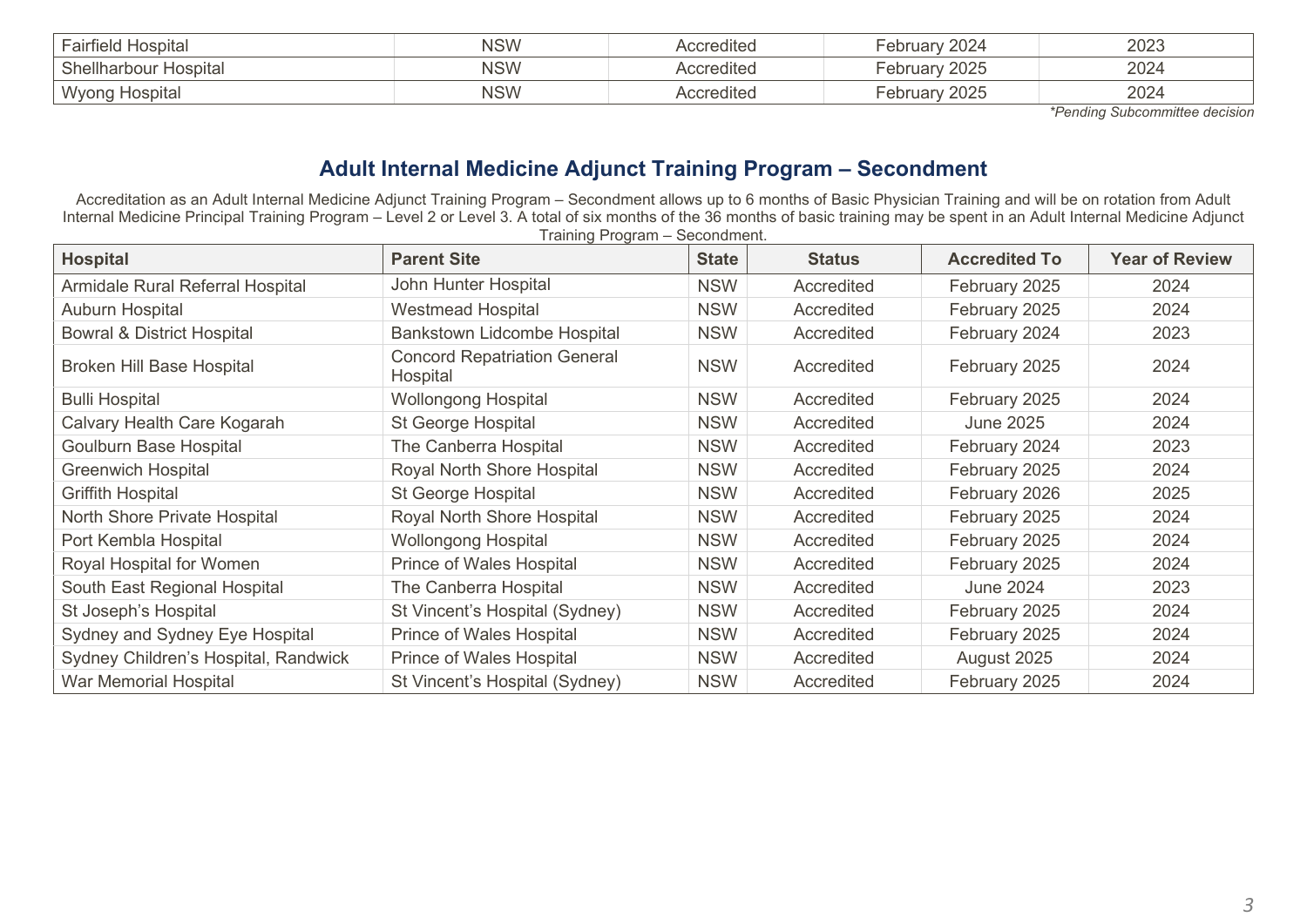| | | | | |
|---|---|---|---|---|
| Fairfield Hospital | NSW | Accredited | February 2024 | 2023 |
| Shellharbour Hospital | NSW | Accredited | February 2025 | 2024 |
| Wyong Hospital | NSW | Accredited | February 2025 | 2024 |

*\*Pending Subcommittee decision*

## Adult Internal Medicine Adjunct Training Program – Secondment

Accreditation as an Adult Internal Medicine Adjunct Training Program – Secondment allows up to 6 months of Basic Physician Training and will be on rotation from Adult Internal Medicine Principal Training Program – Level 2 or Level 3. A total of six months of the 36 months of basic training may be spent in an Adult Internal Medicine Adjunct Training Program – Secondment.

| Hospital | Parent Site | State | Status | Accredited To | Year of Review |
|---|---|---|---|---|---|
| Armidale Rural Referral Hospital | John Hunter Hospital | NSW | Accredited | February 2025 | 2024 |
| Auburn Hospital | Westmead Hospital | NSW | Accredited | February 2025 | 2024 |
| Bowral & District Hospital | Bankstown Lidcombe Hospital | NSW | Accredited | February 2024 | 2023 |
| Broken Hill Base Hospital | Concord Repatriation General Hospital | NSW | Accredited | February 2025 | 2024 |
| Bulli Hospital | Wollongong Hospital | NSW | Accredited | February 2025 | 2024 |
| Calvary Health Care Kogarah | St George Hospital | NSW | Accredited | June 2025 | 2024 |
| Goulburn Base Hospital | The Canberra Hospital | NSW | Accredited | February 2024 | 2023 |
| Greenwich Hospital | Royal North Shore Hospital | NSW | Accredited | February 2025 | 2024 |
| Griffith Hospital | St George Hospital | NSW | Accredited | February 2026 | 2025 |
| North Shore Private Hospital | Royal North Shore Hospital | NSW | Accredited | February 2025 | 2024 |
| Port Kembla Hospital | Wollongong Hospital | NSW | Accredited | February 2025 | 2024 |
| Royal Hospital for Women | Prince of Wales Hospital | NSW | Accredited | February 2025 | 2024 |
| South East Regional Hospital | The Canberra Hospital | NSW | Accredited | June 2024 | 2023 |
| St Joseph's Hospital | St Vincent's Hospital (Sydney) | NSW | Accredited | February 2025 | 2024 |
| Sydney and Sydney Eye Hospital | Prince of Wales Hospital | NSW | Accredited | February 2025 | 2024 |
| Sydney Children's Hospital, Randwick | Prince of Wales Hospital | NSW | Accredited | August 2025 | 2024 |
| War Memorial Hospital | St Vincent's Hospital (Sydney) | NSW | Accredited | February 2025 | 2024 |